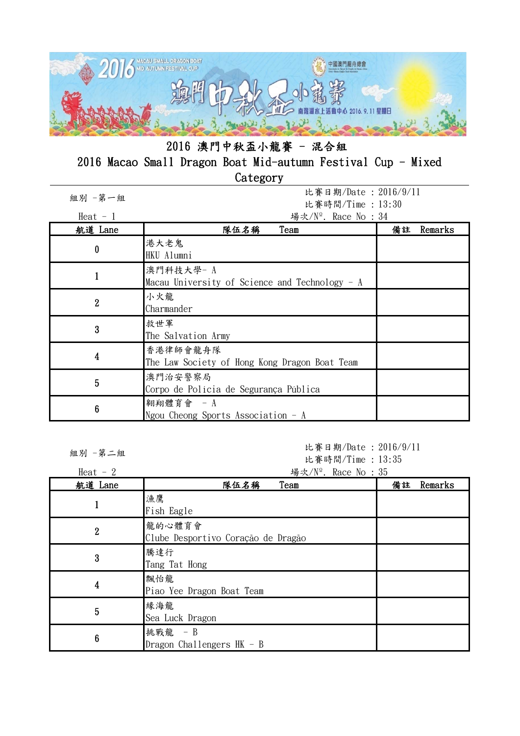# 2016 澳門中秋盃小龍賽 - 混合組

## 2016 Macao Small Dragon Boat Mid-autumn Festival Cup - Mixed Category

組別 -第一組
Heat - 1

比賽日期/Date : 2016/9/11
比賽時間/Time : 13:30
場次/Nº. Race No : 34

| 航道 Lane | 隊伍名稱 Team | 備註 Remarks |
|---|---|---|
| 0 | 港大老鬼<br>HKU Alumni | |
| 1 | 澳門科技大學- A<br>Macau University of Science and Technology - A | |
| 2 | 小火龍<br>Charmander | |
| 3 | 救世軍<br>The Salvation Army | |
| 4 | 香港律師會龍舟隊<br>The Law Society of Hong Kong Dragon Boat Team | |
| 5 | 澳門治安警察局<br>Corpo de Policia de Segurança Pública | |
| 6 | 翱翔體育會 - A<br>Ngou Cheong Sports Association - A | |

組別 -第二組
Heat - 2

比賽日期/Date : 2016/9/11
比賽時間/Time : 13:35
場次/Nº. Race No : 35

| 航道 Lane | 隊伍名稱 Team | 備註 Remarks |
|---|---|---|
| 1 | 漁鷹<br>Fish Eagle | |
| 2 | 龍的心體育會<br>Clube Desportivo Coração de Dragão | |
| 3 | 騰達行<br>Tang Tat Hong | |
| 4 | 飄怡龍<br>Piao Yee Dragon Boat Team | |
| 5 | 緣海龍<br>Sea Luck Dragon | |
| 6 | 挑戰龍 - B<br>Dragon Challengers HK - B | |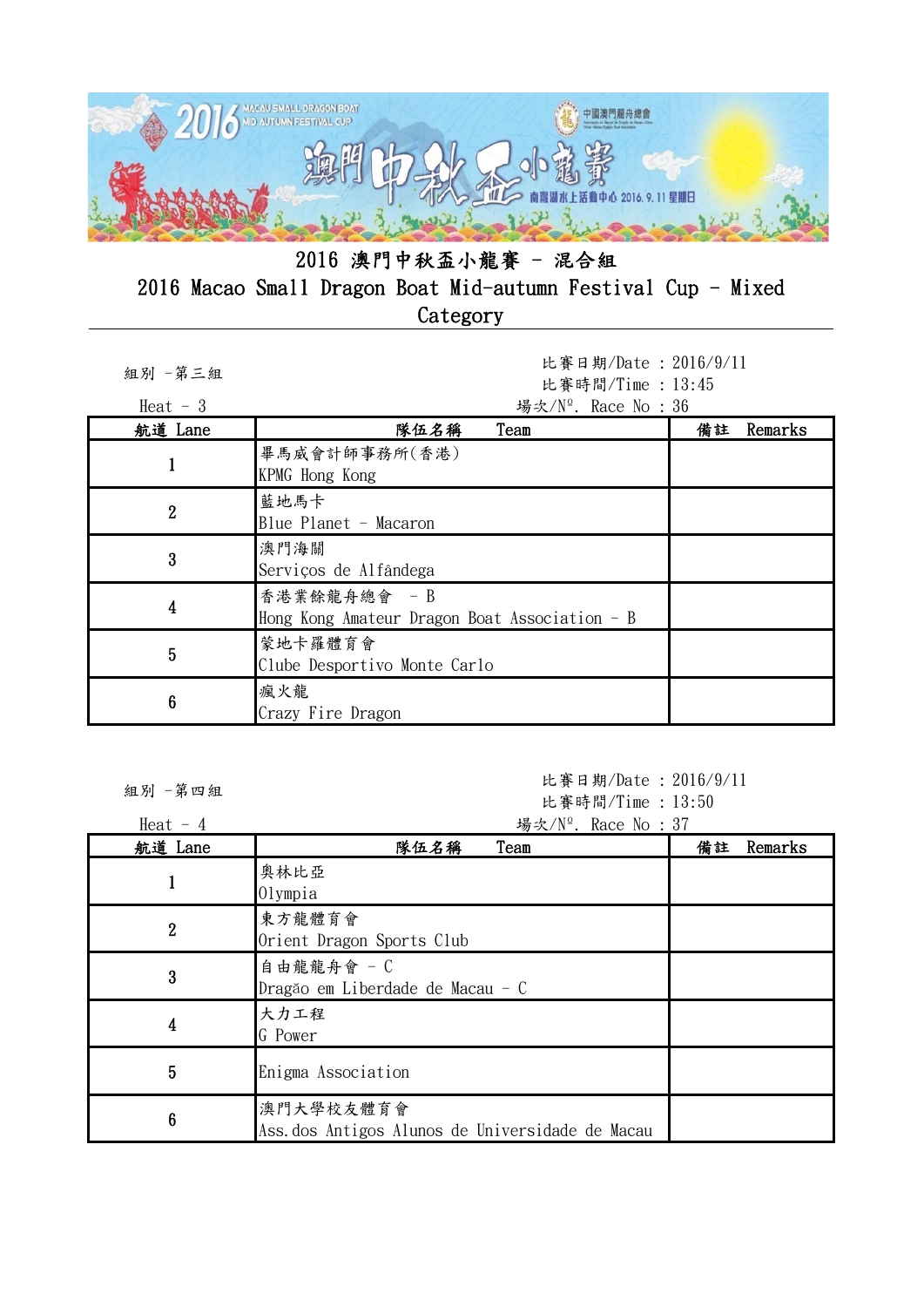# 2016 澳門中秋盃小龍賽 - 混合組

# 2016 Macao Small Dragon Boat Mid-autumn Festival Cup - Mixed Category

組別 -第三組

Heat - 3

比賽日期/Date : 2016/9/11

比賽時間/Time : 13:45

場次/Nº. Race No : 36

| 航道 Lane | 隊伍名稱　　Team | 備註　Remarks |
|---|---|---|
| 1 | 畢馬威會計師事務所(香港)<br>KPMG Hong Kong | |
| 2 | 藍地馬卡<br>Blue Planet - Macaron | |
| 3 | 澳門海關<br>Serviços de Alfândega | |
| 4 | 香港業餘龍舟總會　- B<br>Hong Kong Amateur Dragon Boat Association - B | |
| 5 | 蒙地卡羅體育會<br>Clube Desportivo Monte Carlo | |
| 6 | 瘋火龍<br>Crazy Fire Dragon | |

組別 -第四組

Heat - 4

比賽日期/Date : 2016/9/11

比賽時間/Time : 13:50

場次/Nº. Race No : 37

| 航道 Lane | 隊伍名稱　　Team | 備註　Remarks |
|---|---|---|
| 1 | 奧林比亞<br>Olympia | |
| 2 | 東方龍體育會<br>Orient Dragon Sports Club | |
| 3 | 自由龍龍舟會 - C<br>Dragão em Liberdade de Macau - C | |
| 4 | 大力工程<br>G Power | |
| 5 | Enigma Association | |
| 6 | 澳門大學校友體育會<br>Ass.dos Antigos Alunos de Universidade de Macau | |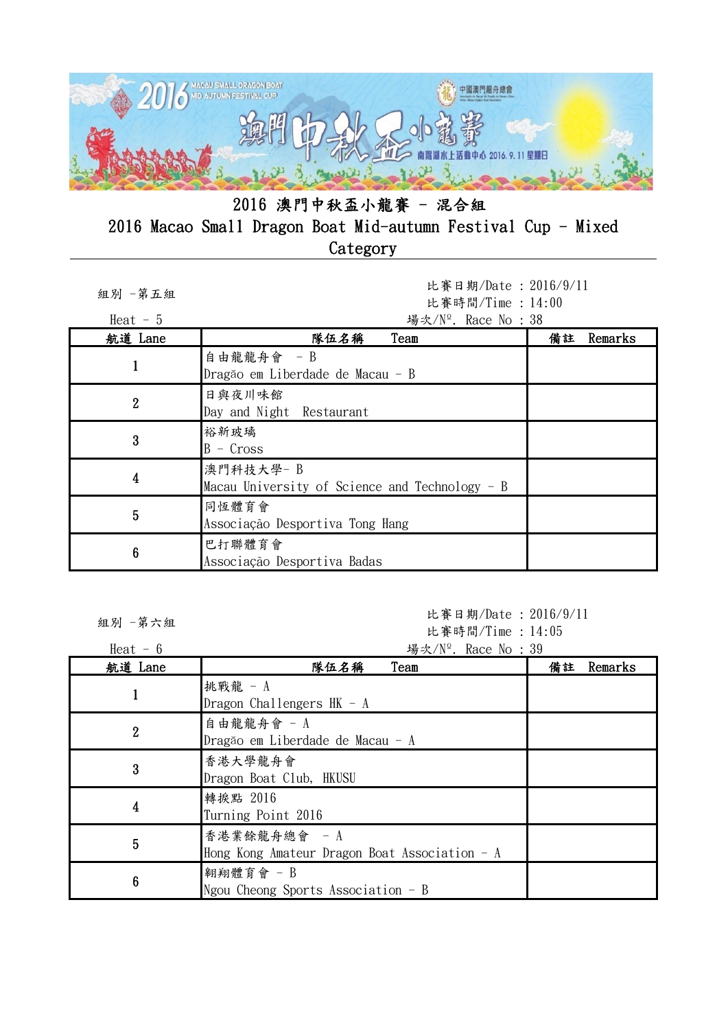# 2016 澳門中秋盃小龍賽 – 混合組

# 2016 Macao Small Dragon Boat Mid-autumn Festival Cup – Mixed Category

組別 –第五組

Heat – 5

比賽日期/Date : 2016/9/11
比賽時間/Time : 14:00
場次/Nº. Race No : 38

| 航道 Lane | 隊伍名稱 Team | 備註 Remarks |
|---|---|---|
| 1 | 自由龍龍舟會 – B<br>Dragão em Liberdade de Macau – B | |
| 2 | 日與夜川味館<br>Day and Night Restaurant | |
| 3 | 裕新玻璃<br>B – Cross | |
| 4 | 澳門科技大學– B<br>Macau University of Science and Technology – B | |
| 5 | 同恆體育會<br>Associação Desportiva Tong Hang | |
| 6 | 巴打聯體育會<br>Associação Desportiva Badas | |

組別 –第六組

Heat – 6

比賽日期/Date : 2016/9/11
比賽時間/Time : 14:05
場次/Nº. Race No : 39

| 航道 Lane | 隊伍名稱 Team | 備註 Remarks |
|---|---|---|
| 1 | 挑戰龍 – A<br>Dragon Challengers HK – A | |
| 2 | 自由龍龍舟會 – A<br>Dragão em Liberdade de Macau – A | |
| 3 | 香港大學龍舟會<br>Dragon Boat Club, HKUSU | |
| 4 | 轉捩點 2016<br>Turning Point 2016 | |
| 5 | 香港業餘龍舟總會 – A<br>Hong Kong Amateur Dragon Boat Association – A | |
| 6 | 翱翔體育會 – B<br>Ngou Cheong Sports Association – B | |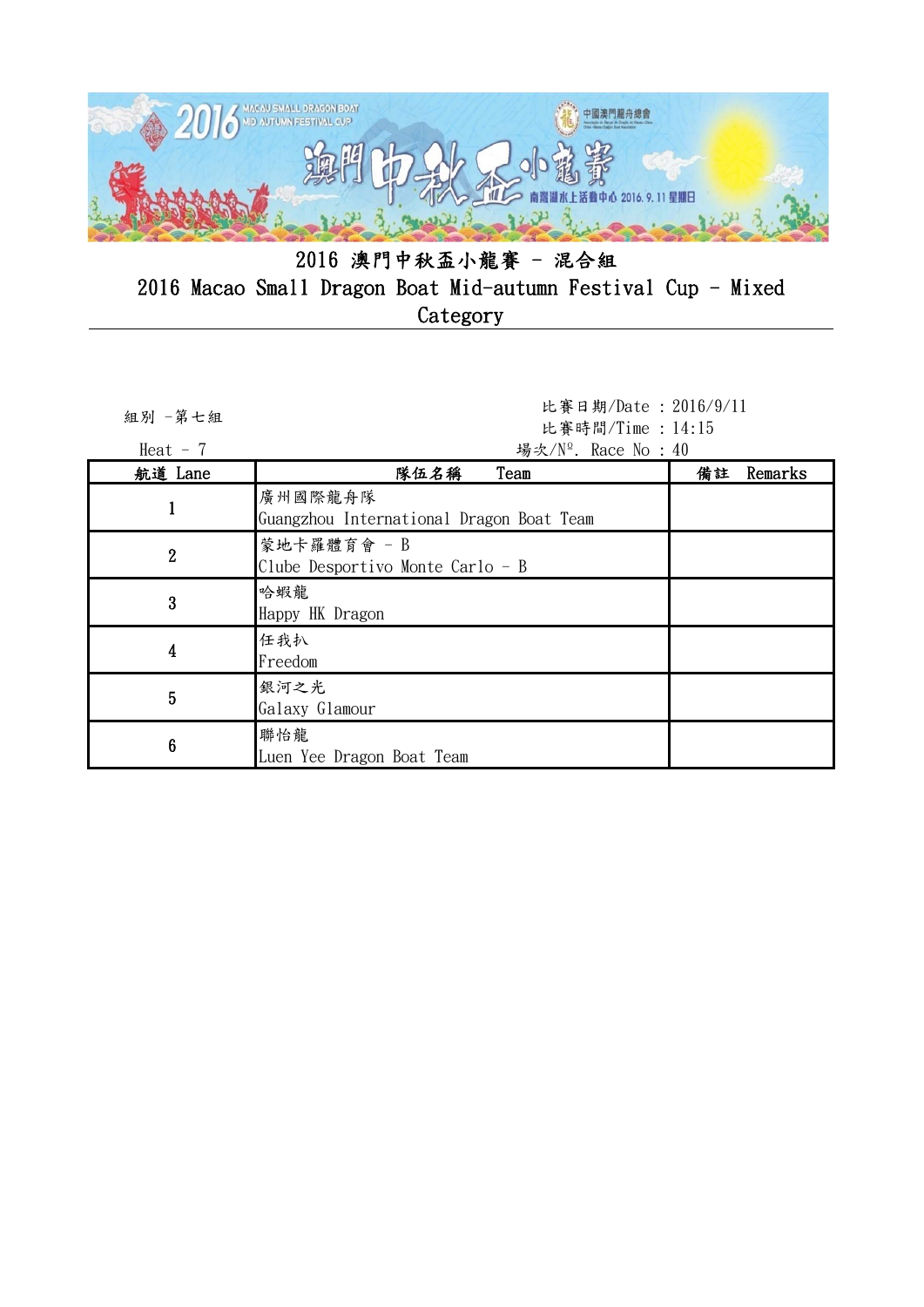# 2016 澳門中秋盃小龍賽 - 混合組

# 2016 Macao Small Dragon Boat Mid-autumn Festival Cup - Mixed Category

組別 -第七組

Heat - 7

比賽日期/Date : 2016/9/11

比賽時間/Time : 14:15

場次/Nº. Race No : 40

| 航道 Lane | 隊伍名稱 Team | 備註 Remarks |
|---|---|---|
| 1 | 廣州國際龍舟隊<br>Guangzhou International Dragon Boat Team | |
| 2 | 蒙地卡羅體育會 - B<br>Clube Desportivo Monte Carlo - B | |
| 3 | 哈蝦龍<br>Happy HK Dragon | |
| 4 | 任我扒<br>Freedom | |
| 5 | 銀河之光<br>Galaxy Glamour | |
| 6 | 聯怡龍<br>Luen Yee Dragon Boat Team | |